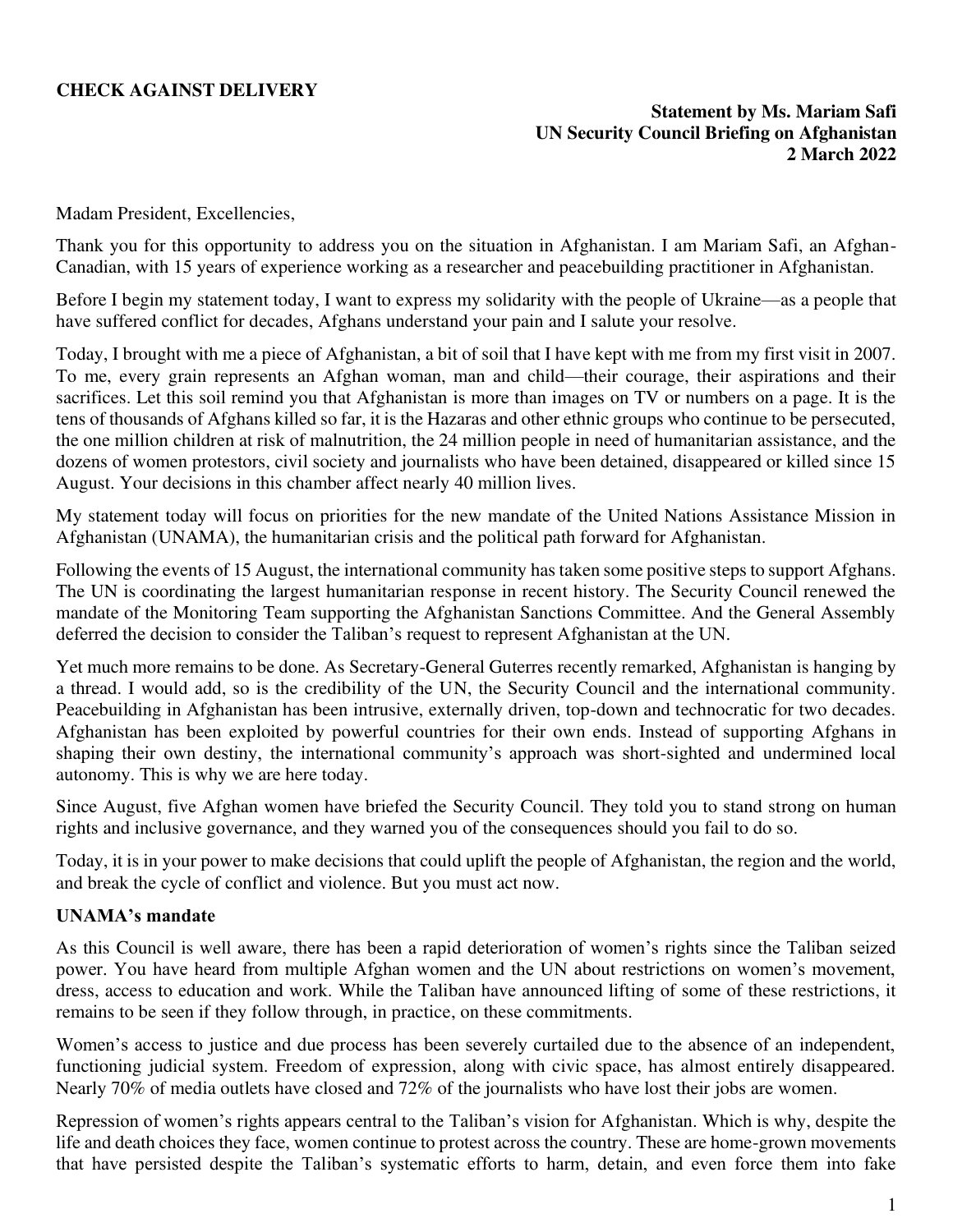**CHECK AGAINST DELIVERY**

**Statement by Ms. Mariam Safi**
**UN Security Council Briefing on Afghanistan**
**2 March 2022**

Madam President, Excellencies,

Thank you for this opportunity to address you on the situation in Afghanistan. I am Mariam Safi, an Afghan-Canadian, with 15 years of experience working as a researcher and peacebuilding practitioner in Afghanistan.

Before I begin my statement today, I want to express my solidarity with the people of Ukraine—as a people that have suffered conflict for decades, Afghans understand your pain and I salute your resolve.

Today, I brought with me a piece of Afghanistan, a bit of soil that I have kept with me from my first visit in 2007. To me, every grain represents an Afghan woman, man and child—their courage, their aspirations and their sacrifices. Let this soil remind you that Afghanistan is more than images on TV or numbers on a page. It is the tens of thousands of Afghans killed so far, it is the Hazaras and other ethnic groups who continue to be persecuted, the one million children at risk of malnutrition, the 24 million people in need of humanitarian assistance, and the dozens of women protestors, civil society and journalists who have been detained, disappeared or killed since 15 August. Your decisions in this chamber affect nearly 40 million lives.

My statement today will focus on priorities for the new mandate of the United Nations Assistance Mission in Afghanistan (UNAMA), the humanitarian crisis and the political path forward for Afghanistan.

Following the events of 15 August, the international community has taken some positive steps to support Afghans. The UN is coordinating the largest humanitarian response in recent history. The Security Council renewed the mandate of the Monitoring Team supporting the Afghanistan Sanctions Committee. And the General Assembly deferred the decision to consider the Taliban's request to represent Afghanistan at the UN.

Yet much more remains to be done. As Secretary-General Guterres recently remarked, Afghanistan is hanging by a thread. I would add, so is the credibility of the UN, the Security Council and the international community. Peacebuilding in Afghanistan has been intrusive, externally driven, top-down and technocratic for two decades. Afghanistan has been exploited by powerful countries for their own ends. Instead of supporting Afghans in shaping their own destiny, the international community's approach was short-sighted and undermined local autonomy. This is why we are here today.

Since August, five Afghan women have briefed the Security Council. They told you to stand strong on human rights and inclusive governance, and they warned you of the consequences should you fail to do so.

Today, it is in your power to make decisions that could uplift the people of Afghanistan, the region and the world, and break the cycle of conflict and violence. But you must act now.

**UNAMA's mandate**

As this Council is well aware, there has been a rapid deterioration of women's rights since the Taliban seized power. You have heard from multiple Afghan women and the UN about restrictions on women's movement, dress, access to education and work. While the Taliban have announced lifting of some of these restrictions, it remains to be seen if they follow through, in practice, on these commitments.

Women's access to justice and due process has been severely curtailed due to the absence of an independent, functioning judicial system. Freedom of expression, along with civic space, has almost entirely disappeared. Nearly 70% of media outlets have closed and 72% of the journalists who have lost their jobs are women.

Repression of women's rights appears central to the Taliban's vision for Afghanistan. Which is why, despite the life and death choices they face, women continue to protest across the country. These are home-grown movements that have persisted despite the Taliban's systematic efforts to harm, detain, and even force them into fake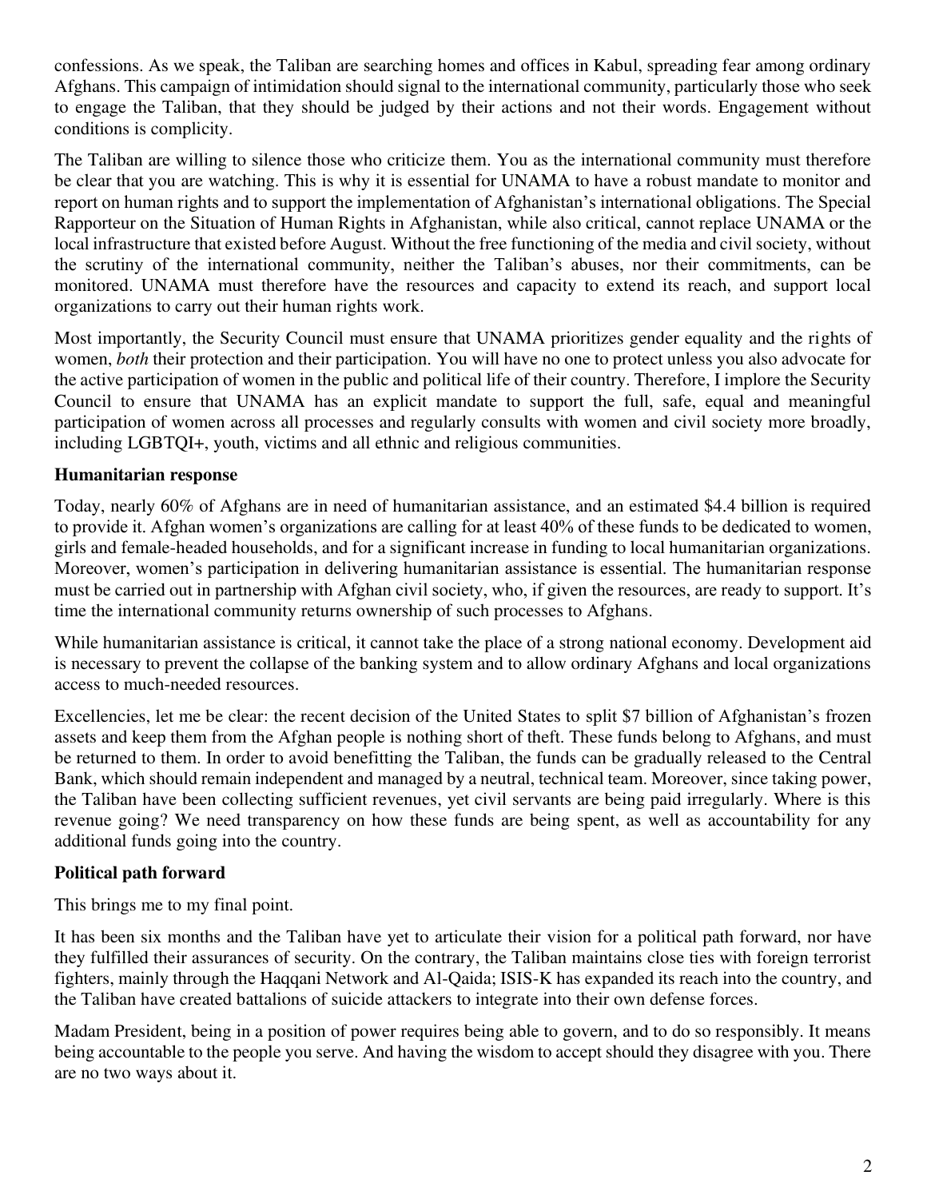confessions. As we speak, the Taliban are searching homes and offices in Kabul, spreading fear among ordinary Afghans. This campaign of intimidation should signal to the international community, particularly those who seek to engage the Taliban, that they should be judged by their actions and not their words. Engagement without conditions is complicity.

The Taliban are willing to silence those who criticize them. You as the international community must therefore be clear that you are watching. This is why it is essential for UNAMA to have a robust mandate to monitor and report on human rights and to support the implementation of Afghanistan's international obligations. The Special Rapporteur on the Situation of Human Rights in Afghanistan, while also critical, cannot replace UNAMA or the local infrastructure that existed before August. Without the free functioning of the media and civil society, without the scrutiny of the international community, neither the Taliban's abuses, nor their commitments, can be monitored. UNAMA must therefore have the resources and capacity to extend its reach, and support local organizations to carry out their human rights work.

Most importantly, the Security Council must ensure that UNAMA prioritizes gender equality and the rights of women, *both* their protection and their participation. You will have no one to protect unless you also advocate for the active participation of women in the public and political life of their country. Therefore, I implore the Security Council to ensure that UNAMA has an explicit mandate to support the full, safe, equal and meaningful participation of women across all processes and regularly consults with women and civil society more broadly, including LGBTQI+, youth, victims and all ethnic and religious communities.

**Humanitarian response**

Today, nearly 60% of Afghans are in need of humanitarian assistance, and an estimated $4.4 billion is required to provide it. Afghan women's organizations are calling for at least 40% of these funds to be dedicated to women, girls and female-headed households, and for a significant increase in funding to local humanitarian organizations. Moreover, women's participation in delivering humanitarian assistance is essential. The humanitarian response must be carried out in partnership with Afghan civil society, who, if given the resources, are ready to support. It's time the international community returns ownership of such processes to Afghans.

While humanitarian assistance is critical, it cannot take the place of a strong national economy. Development aid is necessary to prevent the collapse of the banking system and to allow ordinary Afghans and local organizations access to much-needed resources.

Excellencies, let me be clear: the recent decision of the United States to split $7 billion of Afghanistan's frozen assets and keep them from the Afghan people is nothing short of theft. These funds belong to Afghans, and must be returned to them. In order to avoid benefitting the Taliban, the funds can be gradually released to the Central Bank, which should remain independent and managed by a neutral, technical team. Moreover, since taking power, the Taliban have been collecting sufficient revenues, yet civil servants are being paid irregularly. Where is this revenue going? We need transparency on how these funds are being spent, as well as accountability for any additional funds going into the country.

**Political path forward**

This brings me to my final point.

It has been six months and the Taliban have yet to articulate their vision for a political path forward, nor have they fulfilled their assurances of security. On the contrary, the Taliban maintains close ties with foreign terrorist fighters, mainly through the Haqqani Network and Al-Qaida; ISIS-K has expanded its reach into the country, and the Taliban have created battalions of suicide attackers to integrate into their own defense forces.

Madam President, being in a position of power requires being able to govern, and to do so responsibly. It means being accountable to the people you serve. And having the wisdom to accept should they disagree with you. There are no two ways about it.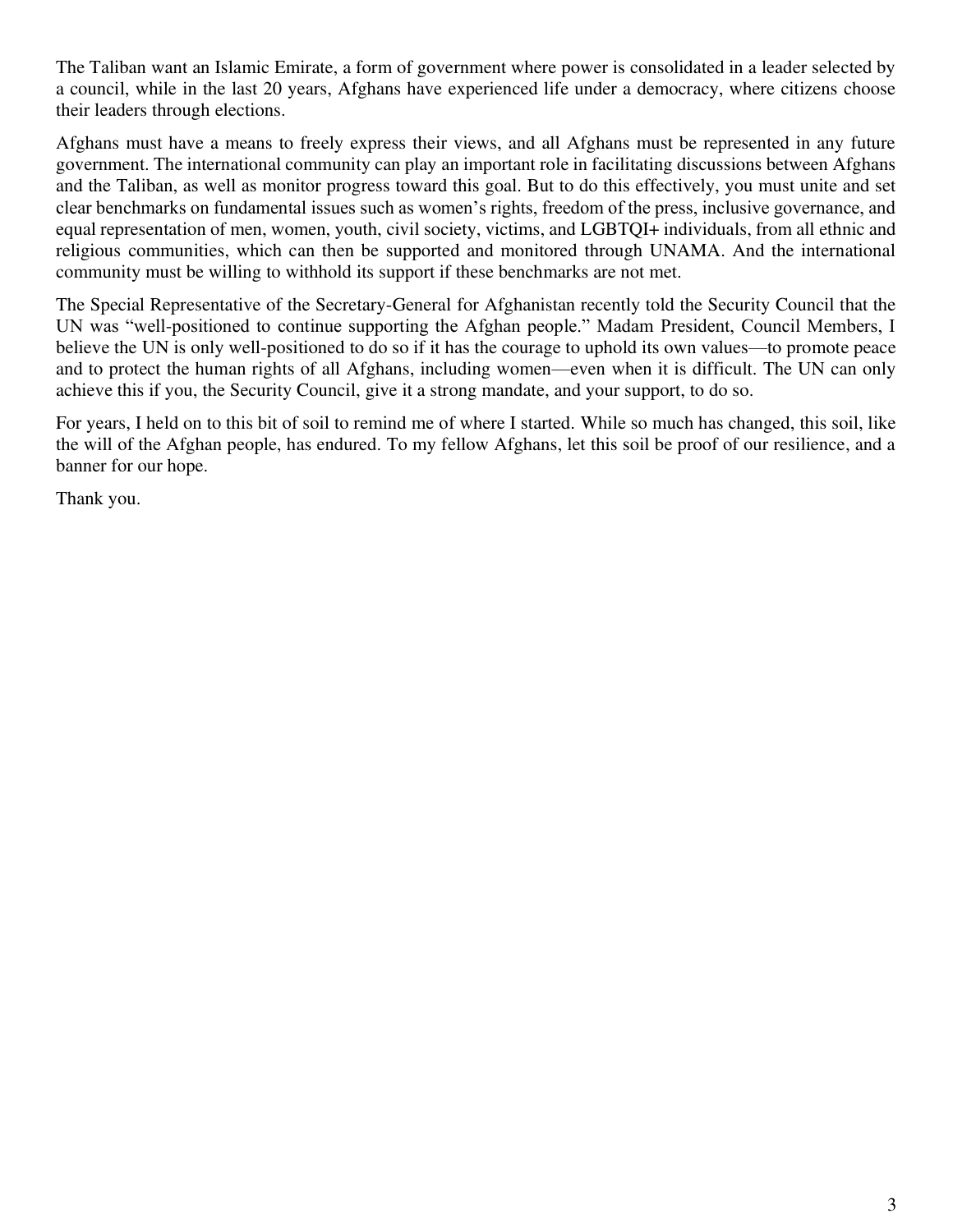The Taliban want an Islamic Emirate, a form of government where power is consolidated in a leader selected by a council, while in the last 20 years, Afghans have experienced life under a democracy, where citizens choose their leaders through elections.

Afghans must have a means to freely express their views, and all Afghans must be represented in any future government. The international community can play an important role in facilitating discussions between Afghans and the Taliban, as well as monitor progress toward this goal. But to do this effectively, you must unite and set clear benchmarks on fundamental issues such as women's rights, freedom of the press, inclusive governance, and equal representation of men, women, youth, civil society, victims, and LGBTQI+ individuals, from all ethnic and religious communities, which can then be supported and monitored through UNAMA. And the international community must be willing to withhold its support if these benchmarks are not met.

The Special Representative of the Secretary-General for Afghanistan recently told the Security Council that the UN was "well-positioned to continue supporting the Afghan people." Madam President, Council Members, I believe the UN is only well-positioned to do so if it has the courage to uphold its own values—to promote peace and to protect the human rights of all Afghans, including women—even when it is difficult. The UN can only achieve this if you, the Security Council, give it a strong mandate, and your support, to do so.

For years, I held on to this bit of soil to remind me of where I started. While so much has changed, this soil, like the will of the Afghan people, has endured. To my fellow Afghans, let this soil be proof of our resilience, and a banner for our hope.

Thank you.